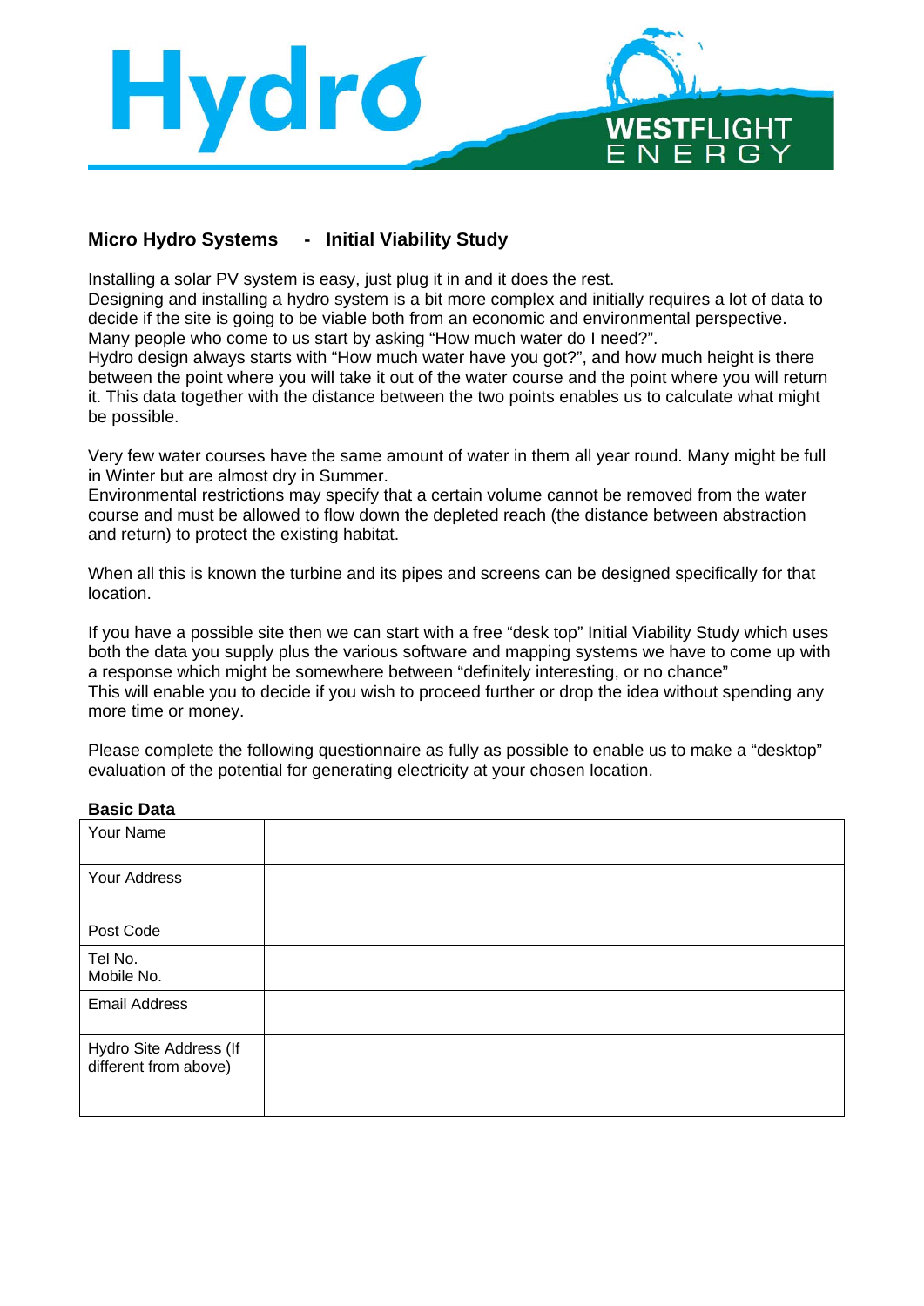## Micro Hydro Systems - Initial Viability Study

Installing a solar PV system is easy, just plug it in and it does the rest.
Designing and installing a hydro system is a bit more complex and initially requires a lot of data to decide if the site is going to be viable both from an economic and environmental perspective.
Many people who come to us start by asking "How much water do I need?".
Hydro design always starts with "How much water have you got?", and how much height is there between the point where you will take it out of the water course and the point where you will return it. This data together with the distance between the two points enables us to calculate what might be possible.

Very few water courses have the same amount of water in them all year round. Many might be full in Winter but are almost dry in Summer.
Environmental restrictions may specify that a certain volume cannot be removed from the water course and must be allowed to flow down the depleted reach (the distance between abstraction and return) to protect the existing habitat.

When all this is known the turbine and its pipes and screens can be designed specifically for that location.

If you have a possible site then we can start with a free "desk top" Initial Viability Study which uses both the data you supply plus the various software and mapping systems we have to come up with a response which might be somewhere between "definitely interesting, or no chance"
This will enable you to decide if you wish to proceed further or drop the idea without spending any more time or money.

Please complete the following questionnaire as fully as possible to enable us to make a "desktop" evaluation of the potential for generating electricity at your chosen location.

**Basic Data**

| | |
|---|---|
| Your Name | |
| Your Address<br><br>Post Code | |
| Tel No.<br>Mobile No. | |
| Email Address | |
| Hydro Site Address (If different from above) | |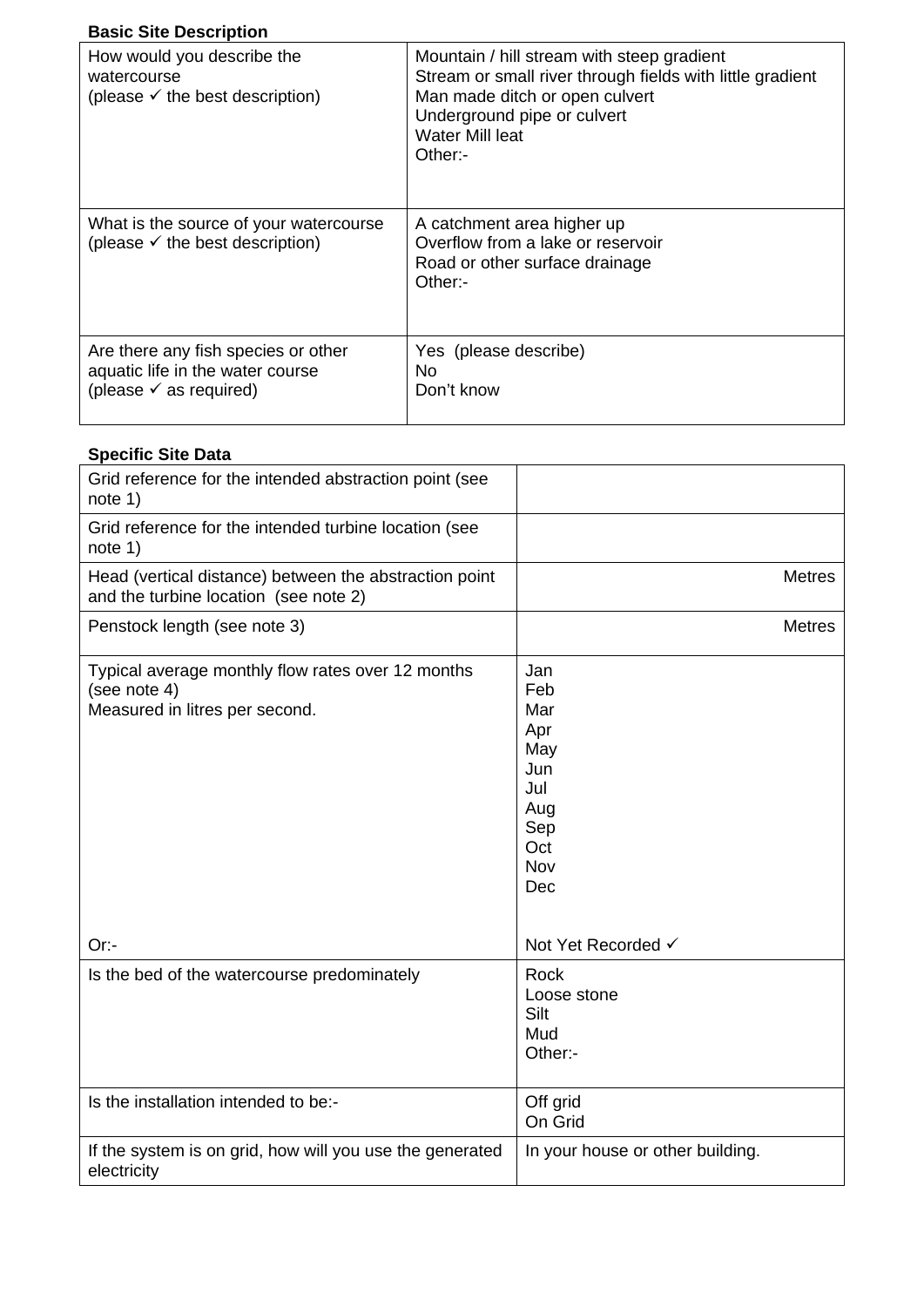**Basic Site Description**

| | |
|---|---|
| How would you describe the watercourse<br>(please ✓ the best description) | Mountain / hill stream with steep gradient<br>Stream or small river through fields with little gradient<br>Man made ditch or open culvert<br>Underground pipe or culvert<br>Water Mill leat<br>Other:- |
| What is the source of your watercourse<br>(please ✓ the best description) | A catchment area higher up<br>Overflow from a lake or reservoir<br>Road or other surface drainage<br>Other:- |
| Are there any fish species or other aquatic life in the water course<br>(please ✓ as required) | Yes (please describe)<br>No<br>Don't know |

**Specific Site Data**

| | |
|---|---|
| Grid reference for the intended abstraction point (see note 1) | |
| Grid reference for the intended turbine location (see note 1) | |
| Head (vertical distance) between the abstraction point and the turbine location (see note 2) | Metres |
| Penstock length (see note 3) | Metres |
| Typical average monthly flow rates over 12 months (see note 4)<br>Measured in litres per second.<br><br>Or:- | Jan<br>Feb<br>Mar<br>Apr<br>May<br>Jun<br>Jul<br>Aug<br>Sep<br>Oct<br>Nov<br>Dec<br><br>Not Yet Recorded ✓ |
| Is the bed of the watercourse predominately | Rock<br>Loose stone<br>Silt<br>Mud<br>Other:- |
| Is the installation intended to be:- | Off grid<br>On Grid |
| If the system is on grid, how will you use the generated electricity | In your house or other building. |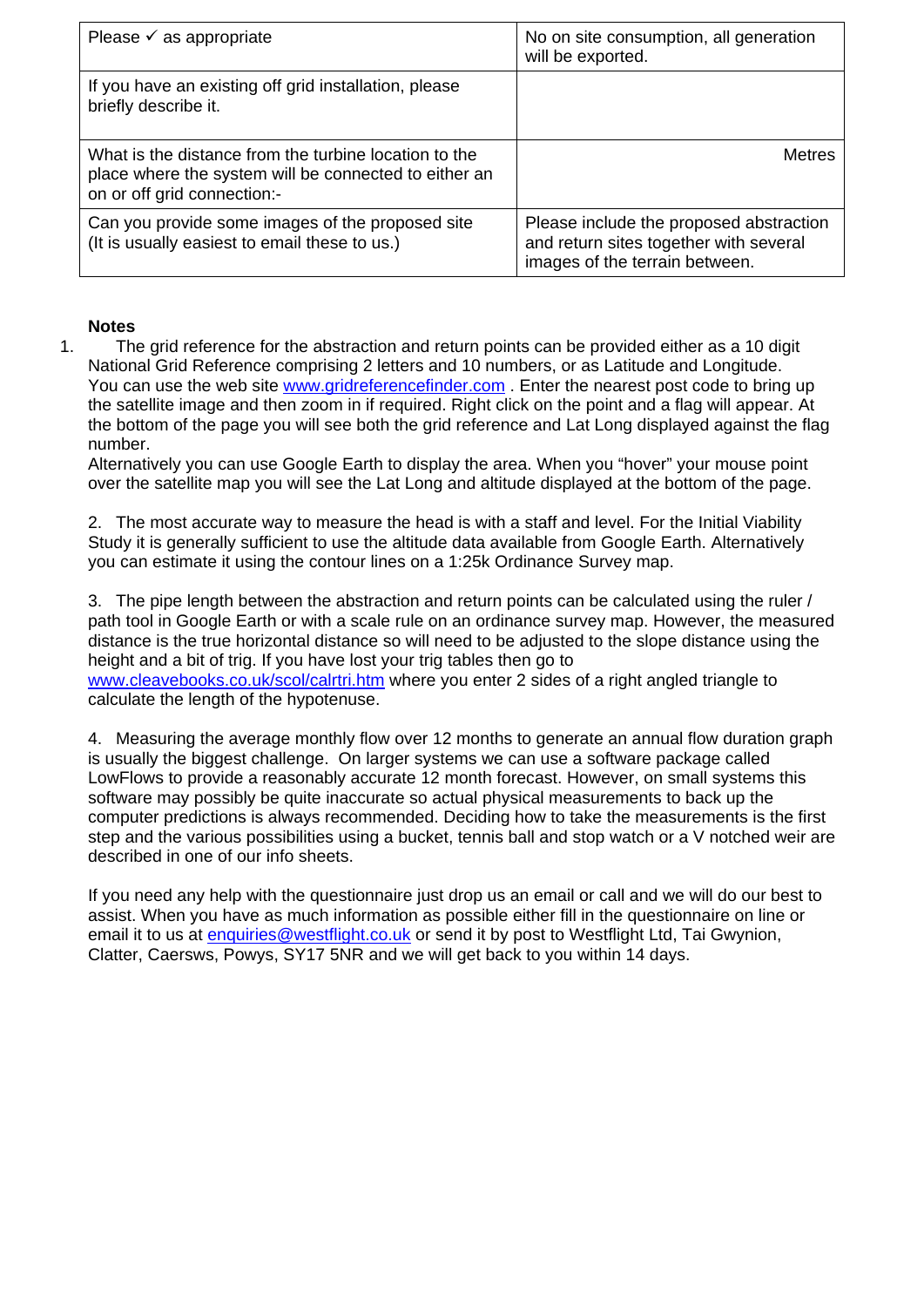| | |
|---|---|
| Please ✓ as appropriate | No on site consumption, all generation will be exported. |
| If you have an existing off grid installation, please briefly describe it. | |
| What is the distance from the turbine location to the place where the system will be connected to either an on or off grid connection:- | Metres |
| Can you provide some images of the proposed site (It is usually easiest to email these to us.) | Please include the proposed abstraction and return sites together with several images of the terrain between. |

**Notes**

1. The grid reference for the abstraction and return points can be provided either as a 10 digit National Grid Reference comprising 2 letters and 10 numbers, or as Latitude and Longitude. You can use the web site www.gridreferencefinder.com . Enter the nearest post code to bring up the satellite image and then zoom in if required. Right click on the point and a flag will appear. At the bottom of the page you will see both the grid reference and Lat Long displayed against the flag number.
   Alternatively you can use Google Earth to display the area. When you "hover" your mouse point over the satellite map you will see the Lat Long and altitude displayed at the bottom of the page.

2. The most accurate way to measure the head is with a staff and level. For the Initial Viability Study it is generally sufficient to use the altitude data available from Google Earth. Alternatively you can estimate it using the contour lines on a 1:25k Ordinance Survey map.

3. The pipe length between the abstraction and return points can be calculated using the ruler / path tool in Google Earth or with a scale rule on an ordinance survey map. However, the measured distance is the true horizontal distance so will need to be adjusted to the slope distance using the height and a bit of trig. If you have lost your trig tables then go to www.cleavebooks.co.uk/scol/calrtri.htm where you enter 2 sides of a right angled triangle to calculate the length of the hypotenuse.

4. Measuring the average monthly flow over 12 months to generate an annual flow duration graph is usually the biggest challenge. On larger systems we can use a software package called LowFlows to provide a reasonably accurate 12 month forecast. However, on small systems this software may possibly be quite inaccurate so actual physical measurements to back up the computer predictions is always recommended. Deciding how to take the measurements is the first step and the various possibilities using a bucket, tennis ball and stop watch or a V notched weir are described in one of our info sheets.

If you need any help with the questionnaire just drop us an email or call and we will do our best to assist. When you have as much information as possible either fill in the questionnaire on line or email it to us at enquiries@westflight.co.uk or send it by post to Westflight Ltd, Tai Gwynion, Clatter, Caersws, Powys, SY17 5NR and we will get back to you within 14 days.